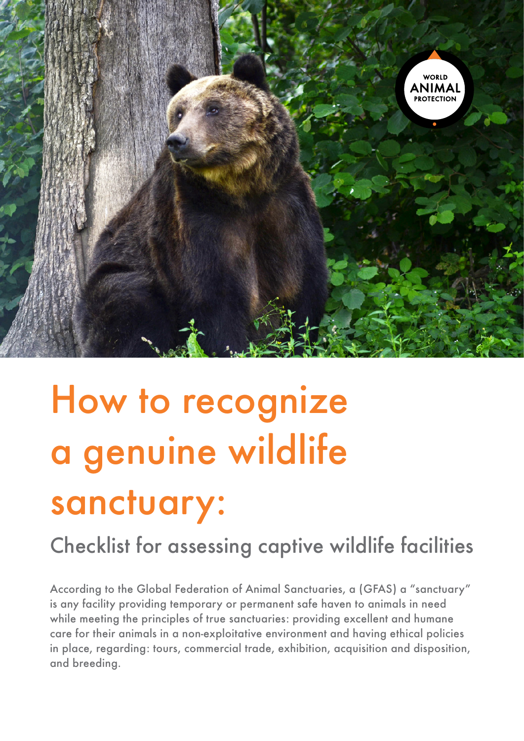WORLD ANIMAL PROTECTION

# How to recognize a genuine wildlife sanctuary:

## Checklist for assessing captive wildlife facilities

According to the Global Federation of Animal Sanctuaries, a (GFAS) a "sanctuary" is any facility providing temporary or permanent safe haven to animals in need while meeting the principles of true sanctuaries: providing excellent and humane care for their animals in a non-exploitative environment and having ethical policies in place, regarding: tours, commercial trade, exhibition, acquisition and disposition, and breeding.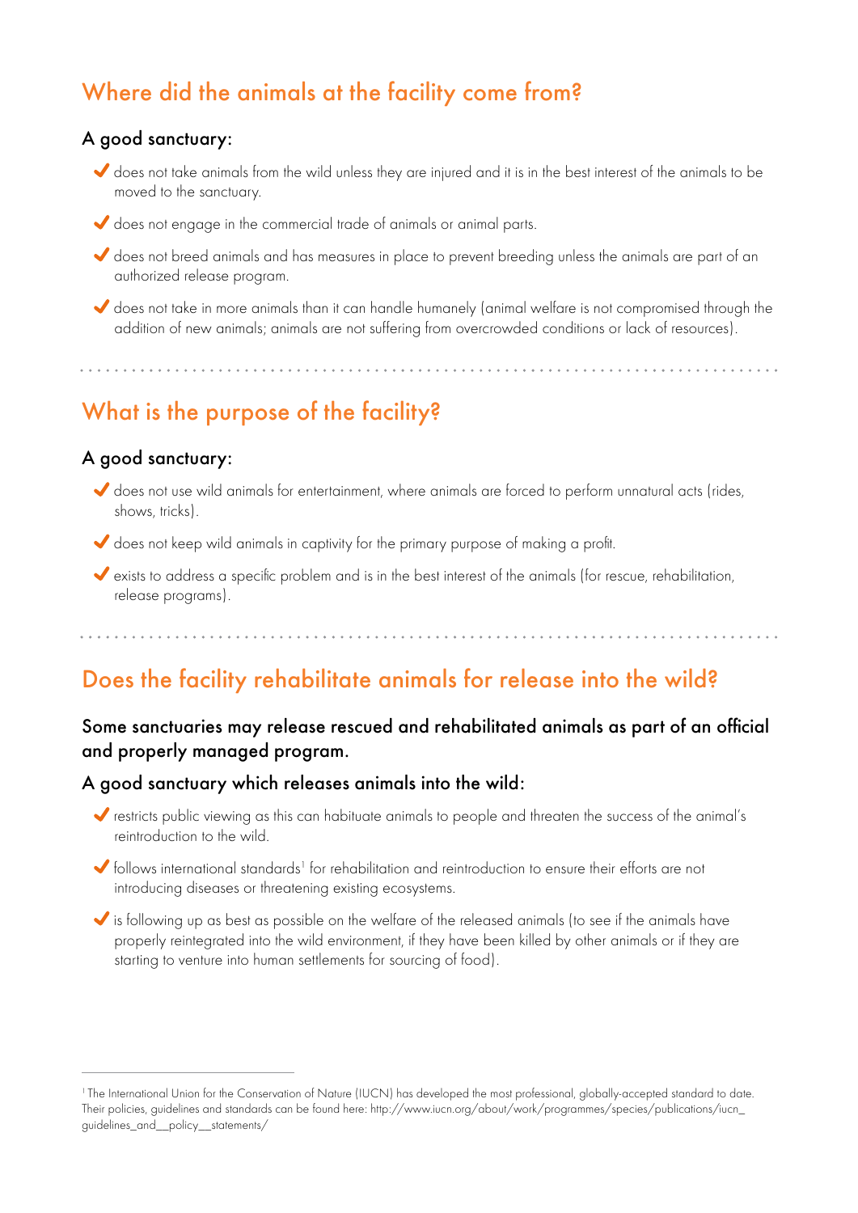## Where did the animals at the facility come from?

### A good sanctuary:

- ✔ does not take animals from the wild unless they are injured and it is in the best interest of the animals to be moved to the sanctuary.
- ✔ does not engage in the commercial trade of animals or animal parts.
- ✔ does not breed animals and has measures in place to prevent breeding unless the animals are part of an authorized release program.
- ✔ does not take in more animals than it can handle humanely (animal welfare is not compromised through the addition of new animals; animals are not suffering from overcrowded conditions or lack of resources).

---

## What is the purpose of the facility?

### A good sanctuary:

- ✔ does not use wild animals for entertainment, where animals are forced to perform unnatural acts (rides, shows, tricks).
- ✔ does not keep wild animals in captivity for the primary purpose of making a profit.
- ✔ exists to address a specific problem and is in the best interest of the animals (for rescue, rehabilitation, release programs).

---

## Does the facility rehabilitate animals for release into the wild?

### Some sanctuaries may release rescued and rehabilitated animals as part of an official and properly managed program.

### A good sanctuary which releases animals into the wild:

- ✔ restricts public viewing as this can habituate animals to people and threaten the success of the animal's reintroduction to the wild.
- ✔ follows international standards[1] for rehabilitation and reintroduction to ensure their efforts are not introducing diseases or threatening existing ecosystems.
- ✔ is following up as best as possible on the welfare of the released animals (to see if the animals have properly reintegrated into the wild environment, if they have been killed by other animals or if they are starting to venture into human settlements for sourcing of food).

---

[1] The International Union for the Conservation of Nature (IUCN) has developed the most professional, globally-accepted standard to date. Their policies, guidelines and standards can be found here: http://www.iucn.org/about/work/programmes/species/publications/iucn_guidelines_and__policy__statements/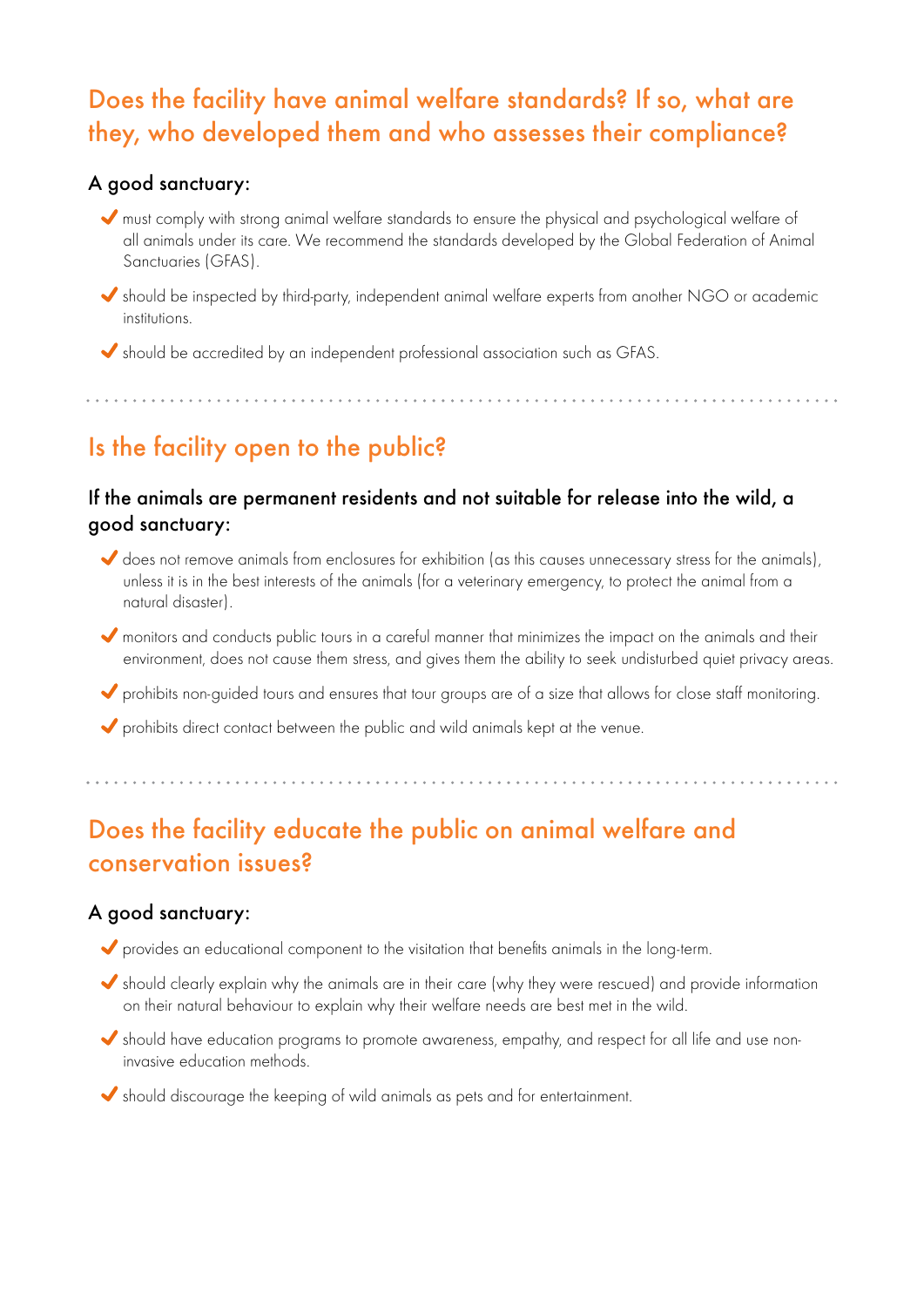## Does the facility have animal welfare standards? If so, what are they, who developed them and who assesses their compliance?

### A good sanctuary:

- ✔ must comply with strong animal welfare standards to ensure the physical and psychological welfare of all animals under its care. We recommend the standards developed by the Global Federation of Animal Sanctuaries (GFAS).
- ✔ should be inspected by third-party, independent animal welfare experts from another NGO or academic institutions.
- ✔ should be accredited by an independent professional association such as GFAS.

## Is the facility open to the public?

### If the animals are permanent residents and not suitable for release into the wild, a good sanctuary:

- ✔ does not remove animals from enclosures for exhibition (as this causes unnecessary stress for the animals), unless it is in the best interests of the animals (for a veterinary emergency, to protect the animal from a natural disaster).
- ✔ monitors and conducts public tours in a careful manner that minimizes the impact on the animals and their environment, does not cause them stress, and gives them the ability to seek undisturbed quiet privacy areas.
- ✔ prohibits non-guided tours and ensures that tour groups are of a size that allows for close staff monitoring.
- ✔ prohibits direct contact between the public and wild animals kept at the venue.

## Does the facility educate the public on animal welfare and conservation issues?

### A good sanctuary:

- ✔ provides an educational component to the visitation that benefits animals in the long-term.
- ✔ should clearly explain why the animals are in their care (why they were rescued) and provide information on their natural behaviour to explain why their welfare needs are best met in the wild.
- ✔ should have education programs to promote awareness, empathy, and respect for all life and use non-invasive education methods.
- ✔ should discourage the keeping of wild animals as pets and for entertainment.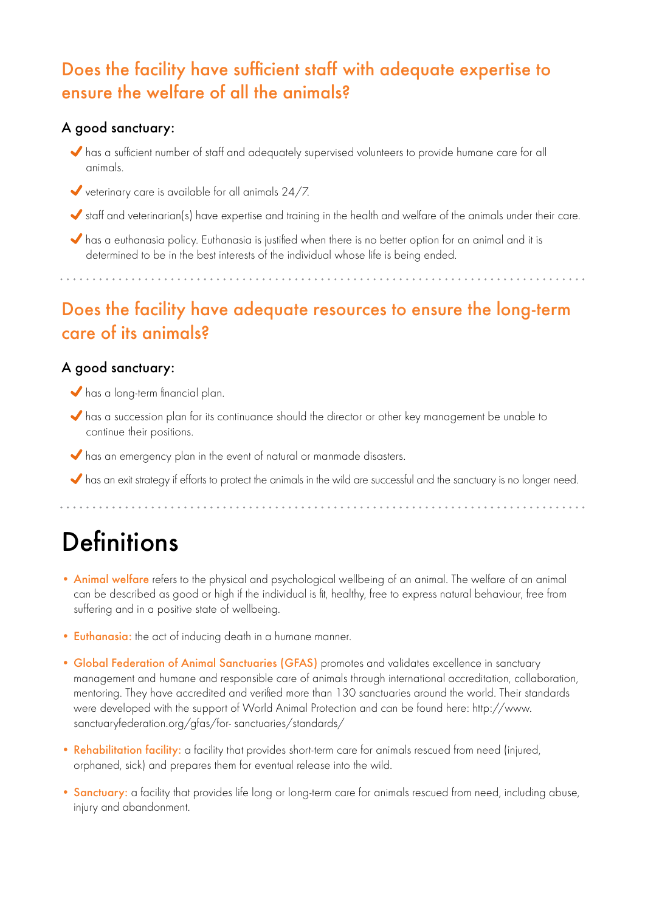## Does the facility have sufficient staff with adequate expertise to ensure the welfare of all the animals?

### A good sanctuary:

- ✔ has a sufficient number of staff and adequately supervised volunteers to provide humane care for all animals.
- ✔ veterinary care is available for all animals 24/7.
- ✔ staff and veterinarian(s) have expertise and training in the health and welfare of the animals under their care.
- ✔ has a euthanasia policy. Euthanasia is justified when there is no better option for an animal and it is determined to be in the best interests of the individual whose life is being ended.

## Does the facility have adequate resources to ensure the long-term care of its animals?

### A good sanctuary:

- ✔ has a long-term financial plan.
- ✔ has a succession plan for its continuance should the director or other key management be unable to continue their positions.
- ✔ has an emergency plan in the event of natural or manmade disasters.
- ✔ has an exit strategy if efforts to protect the animals in the wild are successful and the sanctuary is no longer need.

# Definitions

- **Animal welfare** refers to the physical and psychological wellbeing of an animal. The welfare of an animal can be described as good or high if the individual is fit, healthy, free to express natural behaviour, free from suffering and in a positive state of wellbeing.
- **Euthanasia:** the act of inducing death in a humane manner.
- **Global Federation of Animal Sanctuaries (GFAS)** promotes and validates excellence in sanctuary management and humane and responsible care of animals through international accreditation, collaboration, mentoring. They have accredited and verified more than 130 sanctuaries around the world. Their standards were developed with the support of World Animal Protection and can be found here: http://www.sanctuaryfederation.org/gfas/for- sanctuaries/standards/
- **Rehabilitation facility:** a facility that provides short-term care for animals rescued from need (injured, orphaned, sick) and prepares them for eventual release into the wild.
- **Sanctuary:** a facility that provides life long or long-term care for animals rescued from need, including abuse, injury and abandonment.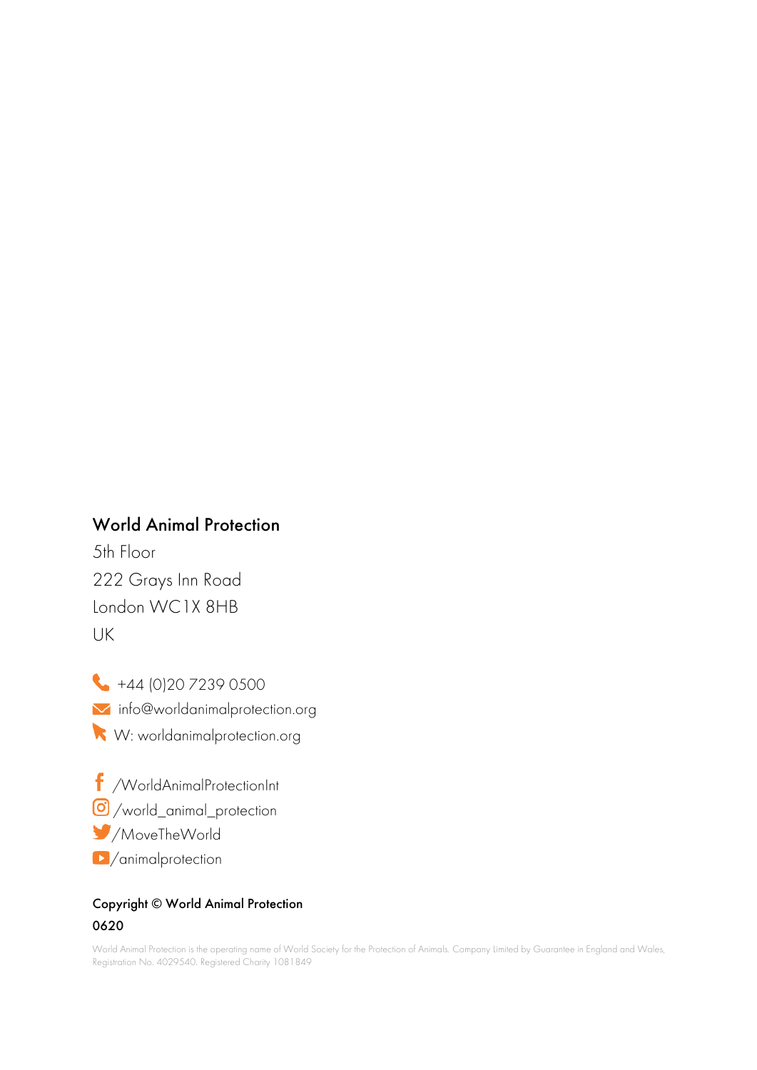**World Animal Protection**

5th Floor
222 Grays Inn Road
London WC1X 8HB
UK

+44 (0)20 7239 0500
info@worldanimalprotection.org
W: worldanimalprotection.org

/WorldAnimalProtectionInt
/world_animal_protection
/MoveTheWorld
/animalprotection

**Copyright © World Animal Protection**
**0620**

World Animal Protection is the operating name of World Society for the Protection of Animals. Company Limited by Guarantee in England and Wales, Registration No. 4029540. Registered Charity 1081849